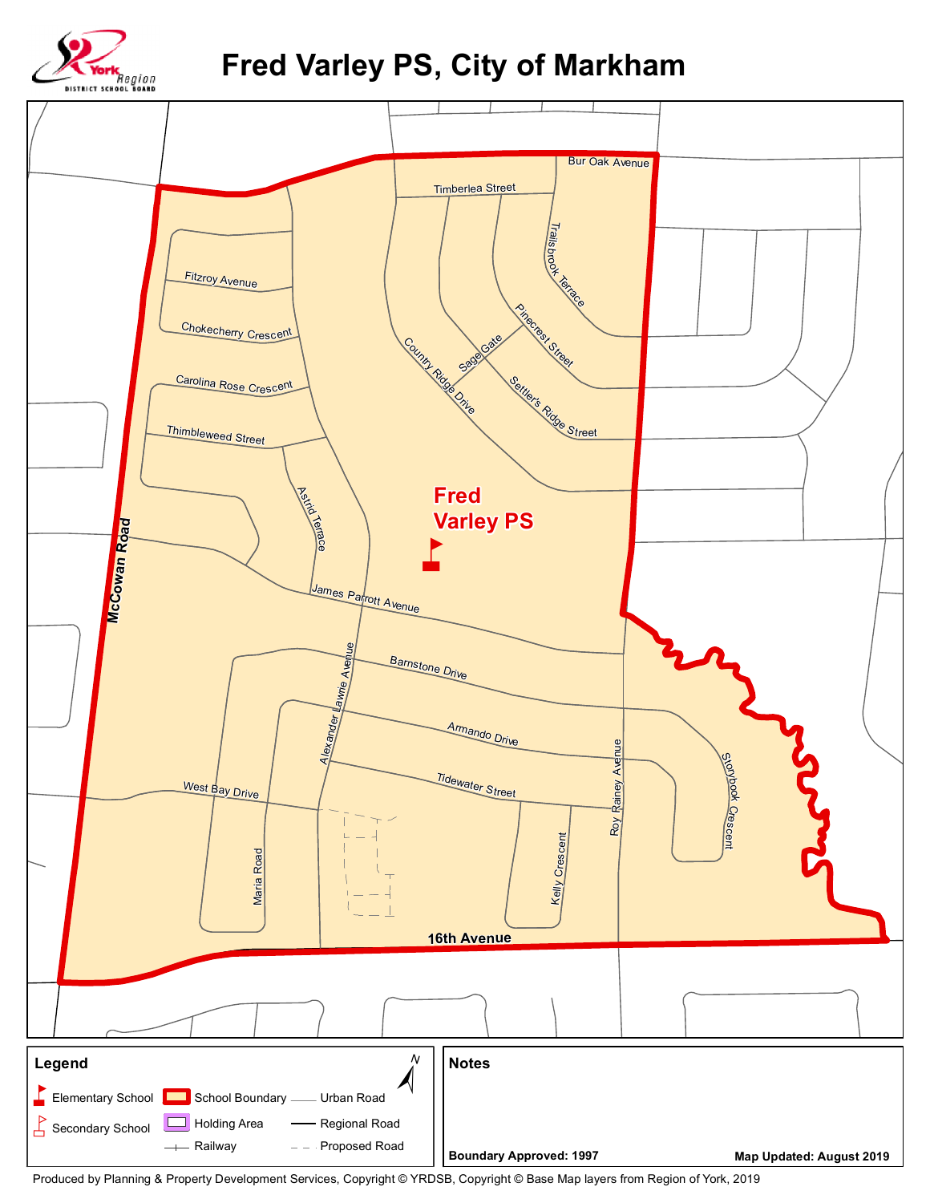# Fred Varley PS, City of Markham

York Region District School Board

Bur Oak Avenue

Timberlea Street

Trailsbrook Terrace

Fitzroy Avenue

Chokecherry Crescent

Pinecrest Street

Sage Gate

Country Ridge Drive

Carolina Rose Crescent

Settler's Ridge Street

Thimbleweed Street

Astrid Terrace

Fred Varley PS

McCowan Road

James Parrott Avenue

Barnstone Drive

Alexander Lawrie Avenue

Armando Drive

Storybook Crescent

Tidewater Street

West Bay Drive

Roy Rainey Avenue

Maria Road

Kelly Crescent

16th Avenue

## Legend

- Elementary School
- Secondary School
- School Boundary
- Holding Area
- Railway
- Urban Road
- Regional Road
- Proposed Road

N

## Notes

**Boundary Approved: 1997**

**Map Updated: August 2019**

Produced by Planning & Property Development Services, Copyright © YRDSB, Copyright © Base Map layers from Region of York, 2019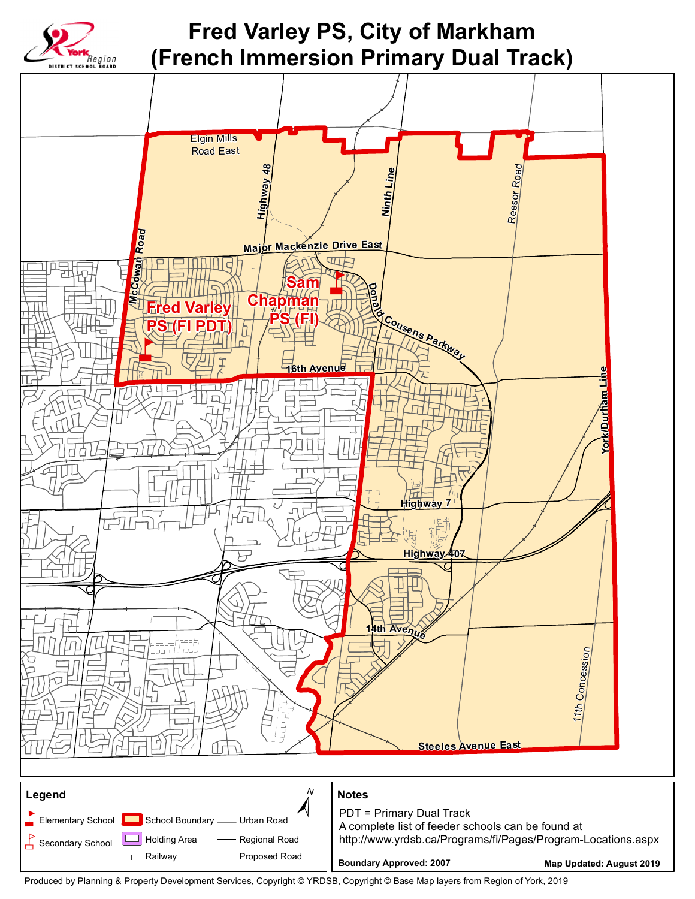# Fred Varley PS, City of Markham (French Immersion Primary Dual Track)

York Region District School Board

Elgin Mills Road East

Highway 48

Ninth Line

Reesor Road

McCowan Road

Major Mackenzie Drive East

Sam Chapman PS (FI)

Fred Varley PS (FI PDT)

Donald Cousens Parkway

16th Avenue

York/Durham Line

Highway 7

Highway 407

14th Avenue

11th Concession

Steeles Avenue East

**Legend**

- Elementary School
- Secondary School
- School Boundary
- Holding Area
- Railway
- Urban Road
- Regional Road
- Proposed Road

N

**Notes**

PDT = Primary Dual Track

A complete list of feeder schools can be found at http://www.yrdsb.ca/Programs/fi/Pages/Program-Locations.aspx

**Boundary Approved: 2007**

**Map Updated: August 2019**

Produced by Planning & Property Development Services, Copyright © YRDSB, Copyright © Base Map layers from Region of York, 2019